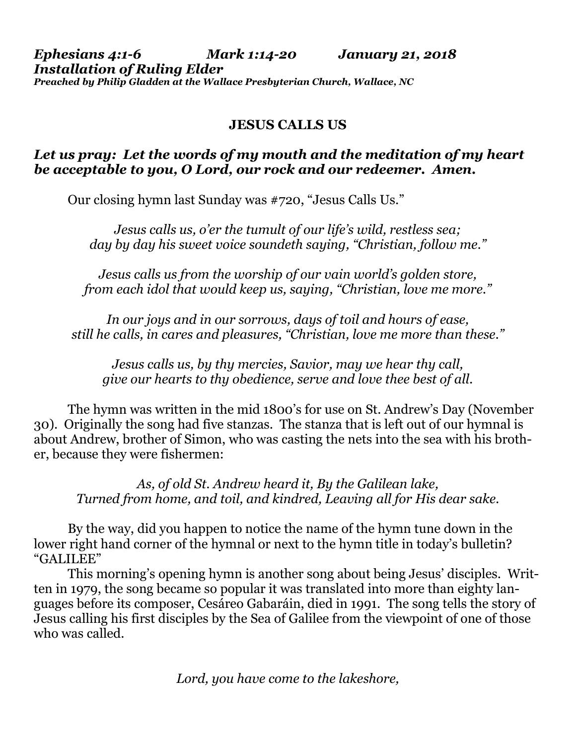***Ephesians 4:1-6 Mark 1:14-20 January 21, 2018***
***Installation of Ruling Elder***
***Preached by Philip Gladden at the Wallace Presbyterian Church, Wallace, NC***

## JESUS CALLS US

***Let us pray: Let the words of my mouth and the meditation of my heart be acceptable to you, O Lord, our rock and our redeemer. Amen.***

Our closing hymn last Sunday was #720, "Jesus Calls Us."

*Jesus calls us, o'er the tumult of our life's wild, restless sea;*
*day by day his sweet voice soundeth saying, "Christian, follow me."*

*Jesus calls us from the worship of our vain world's golden store,*
*from each idol that would keep us, saying, "Christian, love me more."*

*In our joys and in our sorrows, days of toil and hours of ease,*
*still he calls, in cares and pleasures, "Christian, love me more than these."*

*Jesus calls us, by thy mercies, Savior, may we hear thy call,*
*give our hearts to thy obedience, serve and love thee best of all.*

The hymn was written in the mid 1800's for use on St. Andrew's Day (November 30). Originally the song had five stanzas. The stanza that is left out of our hymnal is about Andrew, brother of Simon, who was casting the nets into the sea with his brother, because they were fishermen:

*As, of old St. Andrew heard it, By the Galilean lake,*
*Turned from home, and toil, and kindred, Leaving all for His dear sake.*

By the way, did you happen to notice the name of the hymn tune down in the lower right hand corner of the hymnal or next to the hymn title in today's bulletin? "GALILEE"

This morning's opening hymn is another song about being Jesus' disciples. Written in 1979, the song became so popular it was translated into more than eighty languages before its composer, Cesáreo Gabaráin, died in 1991. The song tells the story of Jesus calling his first disciples by the Sea of Galilee from the viewpoint of one of those who was called.

*Lord, you have come to the lakeshore,*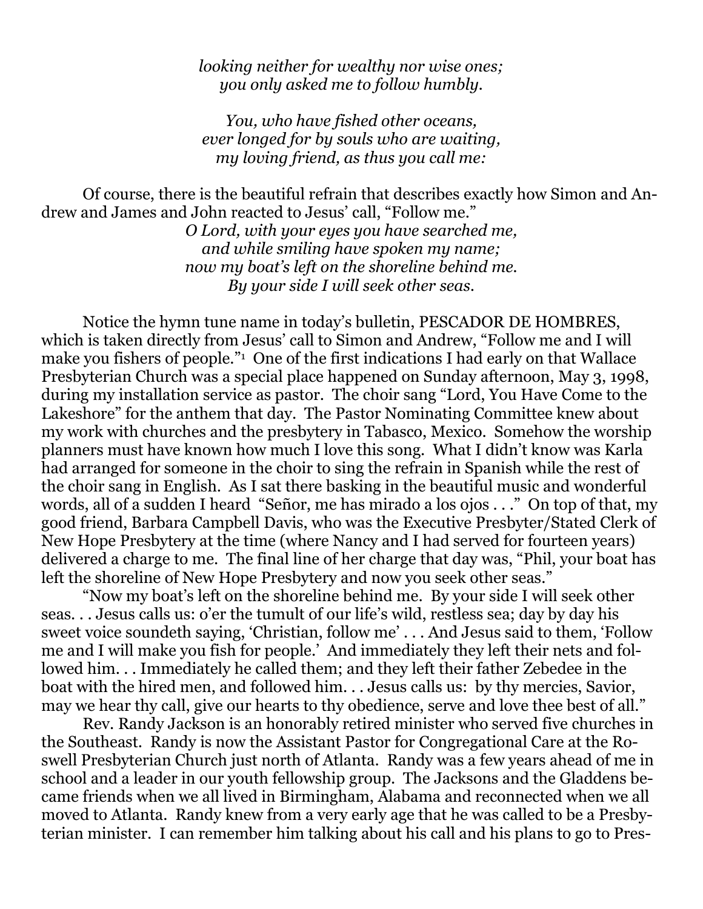*looking neither for wealthy nor wise ones;*
*you only asked me to follow humbly.*

*You, who have fished other oceans,*
*ever longed for by souls who are waiting,*
*my loving friend, as thus you call me:*

Of course, there is the beautiful refrain that describes exactly how Simon and Andrew and James and John reacted to Jesus' call, "Follow me."

*O Lord, with your eyes you have searched me,*
*and while smiling have spoken my name;*
*now my boat's left on the shoreline behind me.*
*By your side I will seek other seas.*

Notice the hymn tune name in today's bulletin, PESCADOR DE HOMBRES, which is taken directly from Jesus' call to Simon and Andrew, "Follow me and I will make you fishers of people."[1] One of the first indications I had early on that Wallace Presbyterian Church was a special place happened on Sunday afternoon, May 3, 1998, during my installation service as pastor. The choir sang "Lord, You Have Come to the Lakeshore" for the anthem that day. The Pastor Nominating Committee knew about my work with churches and the presbytery in Tabasco, Mexico. Somehow the worship planners must have known how much I love this song. What I didn't know was Karla had arranged for someone in the choir to sing the refrain in Spanish while the rest of the choir sang in English. As I sat there basking in the beautiful music and wonderful words, all of a sudden I heard "Señor, me has mirado a los ojos . . ." On top of that, my good friend, Barbara Campbell Davis, who was the Executive Presbyter/Stated Clerk of New Hope Presbytery at the time (where Nancy and I had served for fourteen years) delivered a charge to me. The final line of her charge that day was, "Phil, your boat has left the shoreline of New Hope Presbytery and now you seek other seas."

"Now my boat's left on the shoreline behind me. By your side I will seek other seas. . . Jesus calls us: o'er the tumult of our life's wild, restless sea; day by day his sweet voice soundeth saying, 'Christian, follow me' . . . And Jesus said to them, 'Follow me and I will make you fish for people.' And immediately they left their nets and followed him. . . Immediately he called them; and they left their father Zebedee in the boat with the hired men, and followed him. . . Jesus calls us: by thy mercies, Savior, may we hear thy call, give our hearts to thy obedience, serve and love thee best of all."

Rev. Randy Jackson is an honorably retired minister who served five churches in the Southeast. Randy is now the Assistant Pastor for Congregational Care at the Roswell Presbyterian Church just north of Atlanta. Randy was a few years ahead of me in school and a leader in our youth fellowship group. The Jacksons and the Gladdens became friends when we all lived in Birmingham, Alabama and reconnected when we all moved to Atlanta. Randy knew from a very early age that he was called to be a Presbyterian minister. I can remember him talking about his call and his plans to go to Pres-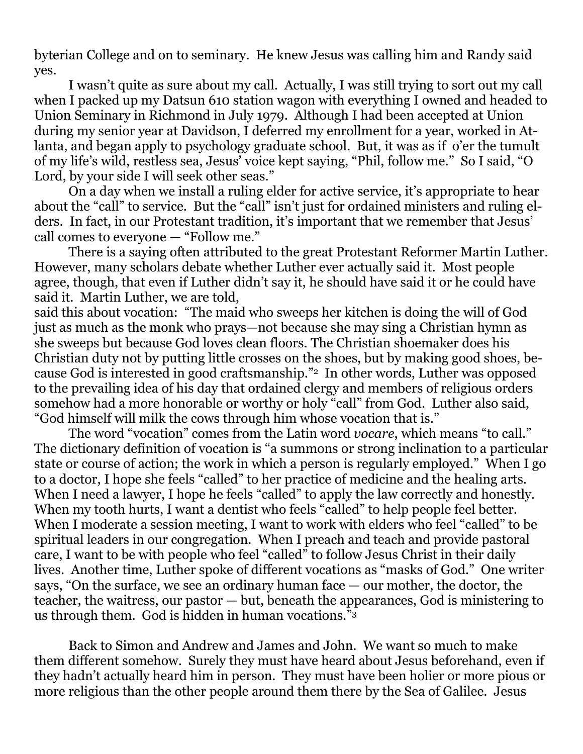byterian College and on to seminary. He knew Jesus was calling him and Randy said yes.

I wasn't quite as sure about my call. Actually, I was still trying to sort out my call when I packed up my Datsun 610 station wagon with everything I owned and headed to Union Seminary in Richmond in July 1979. Although I had been accepted at Union during my senior year at Davidson, I deferred my enrollment for a year, worked in Atlanta, and began apply to psychology graduate school. But, it was as if o'er the tumult of my life's wild, restless sea, Jesus' voice kept saying, "Phil, follow me." So I said, "O Lord, by your side I will seek other seas."

On a day when we install a ruling elder for active service, it's appropriate to hear about the "call" to service. But the "call" isn't just for ordained ministers and ruling elders. In fact, in our Protestant tradition, it's important that we remember that Jesus' call comes to everyone — "Follow me."

There is a saying often attributed to the great Protestant Reformer Martin Luther. However, many scholars debate whether Luther ever actually said it. Most people agree, though, that even if Luther didn't say it, he should have said it or he could have said it. Martin Luther, we are told,
said this about vocation: "The maid who sweeps her kitchen is doing the will of God just as much as the monk who prays—not because she may sing a Christian hymn as she sweeps but because God loves clean floors. The Christian shoemaker does his Christian duty not by putting little crosses on the shoes, but by making good shoes, because God is interested in good craftsmanship."[2] In other words, Luther was opposed to the prevailing idea of his day that ordained clergy and members of religious orders somehow had a more honorable or worthy or holy "call" from God. Luther also said, "God himself will milk the cows through him whose vocation that is."

The word "vocation" comes from the Latin word *vocare*, which means "to call." The dictionary definition of vocation is "a summons or strong inclination to a particular state or course of action; the work in which a person is regularly employed." When I go to a doctor, I hope she feels "called" to her practice of medicine and the healing arts. When I need a lawyer, I hope he feels "called" to apply the law correctly and honestly. When my tooth hurts, I want a dentist who feels "called" to help people feel better. When I moderate a session meeting, I want to work with elders who feel "called" to be spiritual leaders in our congregation. When I preach and teach and provide pastoral care, I want to be with people who feel "called" to follow Jesus Christ in their daily lives. Another time, Luther spoke of different vocations as "masks of God." One writer says, "On the surface, we see an ordinary human face — our mother, the doctor, the teacher, the waitress, our pastor — but, beneath the appearances, God is ministering to us through them. God is hidden in human vocations."[3]

Back to Simon and Andrew and James and John. We want so much to make them different somehow. Surely they must have heard about Jesus beforehand, even if they hadn't actually heard him in person. They must have been holier or more pious or more religious than the other people around them there by the Sea of Galilee. Jesus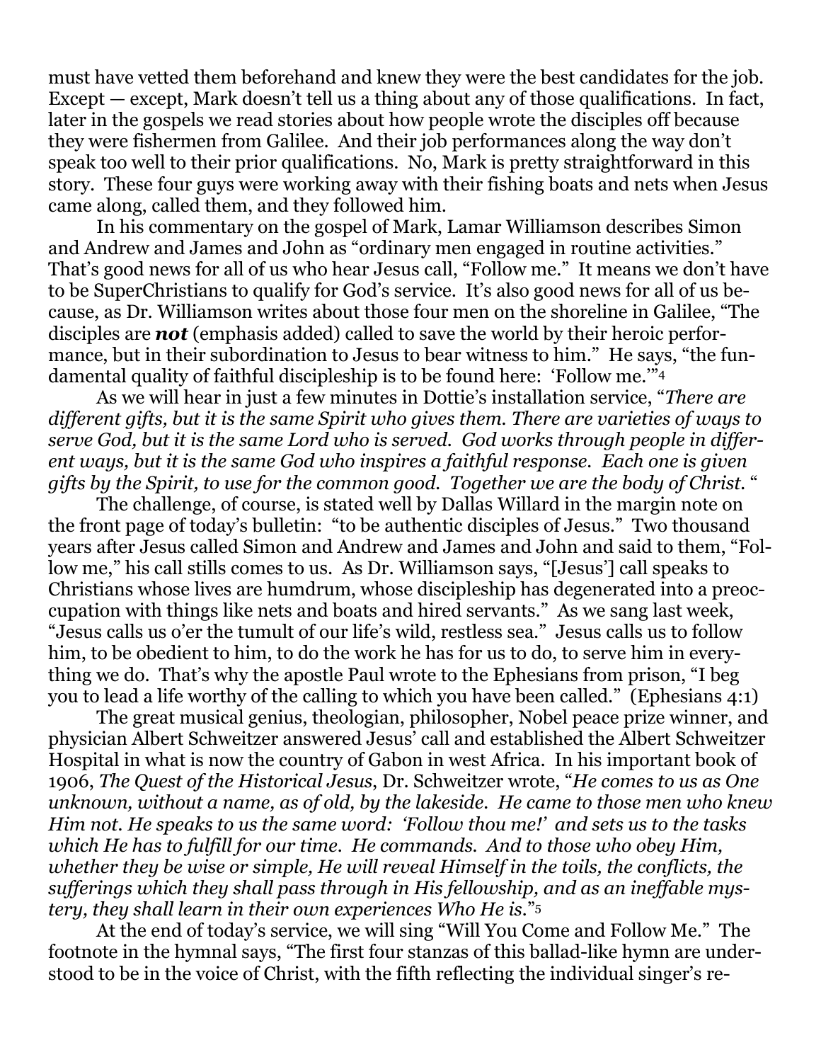must have vetted them beforehand and knew they were the best candidates for the job. Except — except, Mark doesn't tell us a thing about any of those qualifications. In fact, later in the gospels we read stories about how people wrote the disciples off because they were fishermen from Galilee. And their job performances along the way don't speak too well to their prior qualifications. No, Mark is pretty straightforward in this story. These four guys were working away with their fishing boats and nets when Jesus came along, called them, and they followed him.

In his commentary on the gospel of Mark, Lamar Williamson describes Simon and Andrew and James and John as "ordinary men engaged in routine activities." That's good news for all of us who hear Jesus call, "Follow me." It means we don't have to be SuperChristians to qualify for God's service. It's also good news for all of us because, as Dr. Williamson writes about those four men on the shoreline in Galilee, "The disciples are ***not*** (emphasis added) called to save the world by their heroic performance, but in their subordination to Jesus to bear witness to him." He says, "the fundamental quality of faithful discipleship is to be found here: 'Follow me.'"[4]

As we will hear in just a few minutes in Dottie's installation service, "*There are different gifts, but it is the same Spirit who gives them. There are varieties of ways to serve God, but it is the same Lord who is served. God works through people in different ways, but it is the same God who inspires a faithful response. Each one is given gifts by the Spirit, to use for the common good. Together we are the body of Christ.* "

The challenge, of course, is stated well by Dallas Willard in the margin note on the front page of today's bulletin: "to be authentic disciples of Jesus." Two thousand years after Jesus called Simon and Andrew and James and John and said to them, "Follow me," his call stills comes to us. As Dr. Williamson says, "[Jesus'] call speaks to Christians whose lives are humdrum, whose discipleship has degenerated into a preoccupation with things like nets and boats and hired servants." As we sang last week, "Jesus calls us o'er the tumult of our life's wild, restless sea." Jesus calls us to follow him, to be obedient to him, to do the work he has for us to do, to serve him in everything we do. That's why the apostle Paul wrote to the Ephesians from prison, "I beg you to lead a life worthy of the calling to which you have been called." (Ephesians 4:1)

The great musical genius, theologian, philosopher, Nobel peace prize winner, and physician Albert Schweitzer answered Jesus' call and established the Albert Schweitzer Hospital in what is now the country of Gabon in west Africa. In his important book of 1906, *The Quest of the Historical Jesus*, Dr. Schweitzer wrote, "*He comes to us as One unknown, without a name, as of old, by the lakeside. He came to those men who knew Him not. He speaks to us the same word: 'Follow thou me!' and sets us to the tasks which He has to fulfill for our time. He commands. And to those who obey Him, whether they be wise or simple, He will reveal Himself in the toils, the conflicts, the sufferings which they shall pass through in His fellowship, and as an ineffable mystery, they shall learn in their own experiences Who He is.*"[5]

At the end of today's service, we will sing "Will You Come and Follow Me." The footnote in the hymnal says, "The first four stanzas of this ballad-like hymn are understood to be in the voice of Christ, with the fifth reflecting the individual singer's re-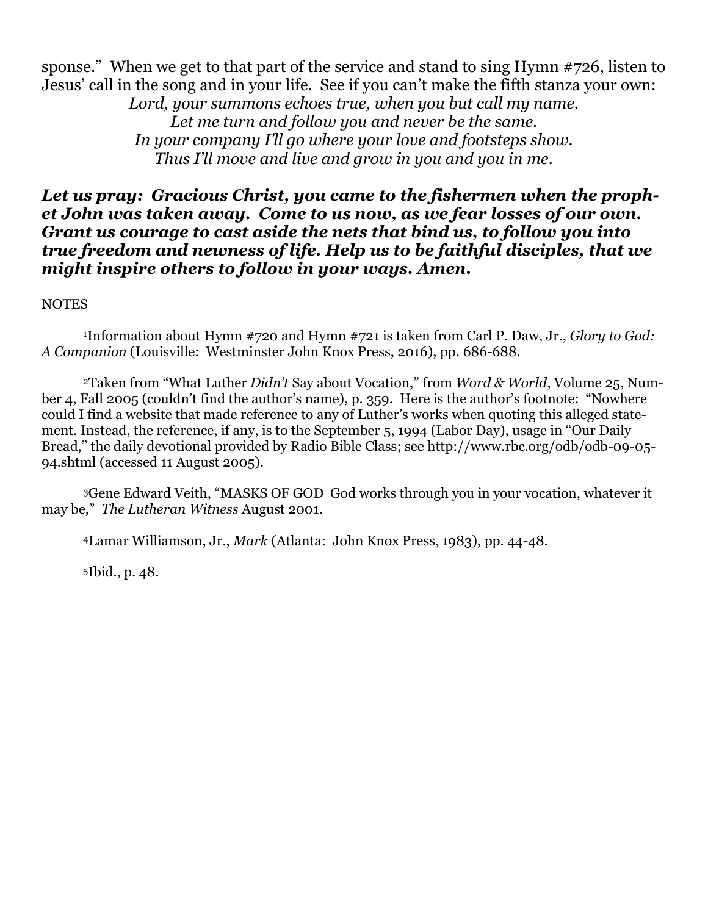sponse." When we get to that part of the service and stand to sing Hymn #726, listen to Jesus' call in the song and in your life. See if you can't make the fifth stanza your own:

*Lord, your summons echoes true, when you but call my name.*
*Let me turn and follow you and never be the same.*
*In your company I'll go where your love and footsteps show.*
*Thus I'll move and live and grow in you and you in me.*

***Let us pray: Gracious Christ, you came to the fishermen when the prophet John was taken away. Come to us now, as we fear losses of our own. Grant us courage to cast aside the nets that bind us, to follow you into true freedom and newness of life. Help us to be faithful disciples, that we might inspire others to follow in your ways. Amen.***

NOTES

[1]Information about Hymn #720 and Hymn #721 is taken from Carl P. Daw, Jr., *Glory to God: A Companion* (Louisville: Westminster John Knox Press, 2016), pp. 686-688.

[2]Taken from "What Luther *Didn't* Say about Vocation," from *Word & World*, Volume 25, Number 4, Fall 2005 (couldn't find the author's name), p. 359. Here is the author's footnote: "Nowhere could I find a website that made reference to any of Luther's works when quoting this alleged statement. Instead, the reference, if any, is to the September 5, 1994 (Labor Day), usage in "Our Daily Bread," the daily devotional provided by Radio Bible Class; see http://www.rbc.org/odb/odb-09-05-94.shtml (accessed 11 August 2005).

[3]Gene Edward Veith, "MASKS OF GOD God works through you in your vocation, whatever it may be," *The Lutheran Witness* August 2001.

[4]Lamar Williamson, Jr., *Mark* (Atlanta: John Knox Press, 1983), pp. 44-48.

[5]Ibid., p. 48.